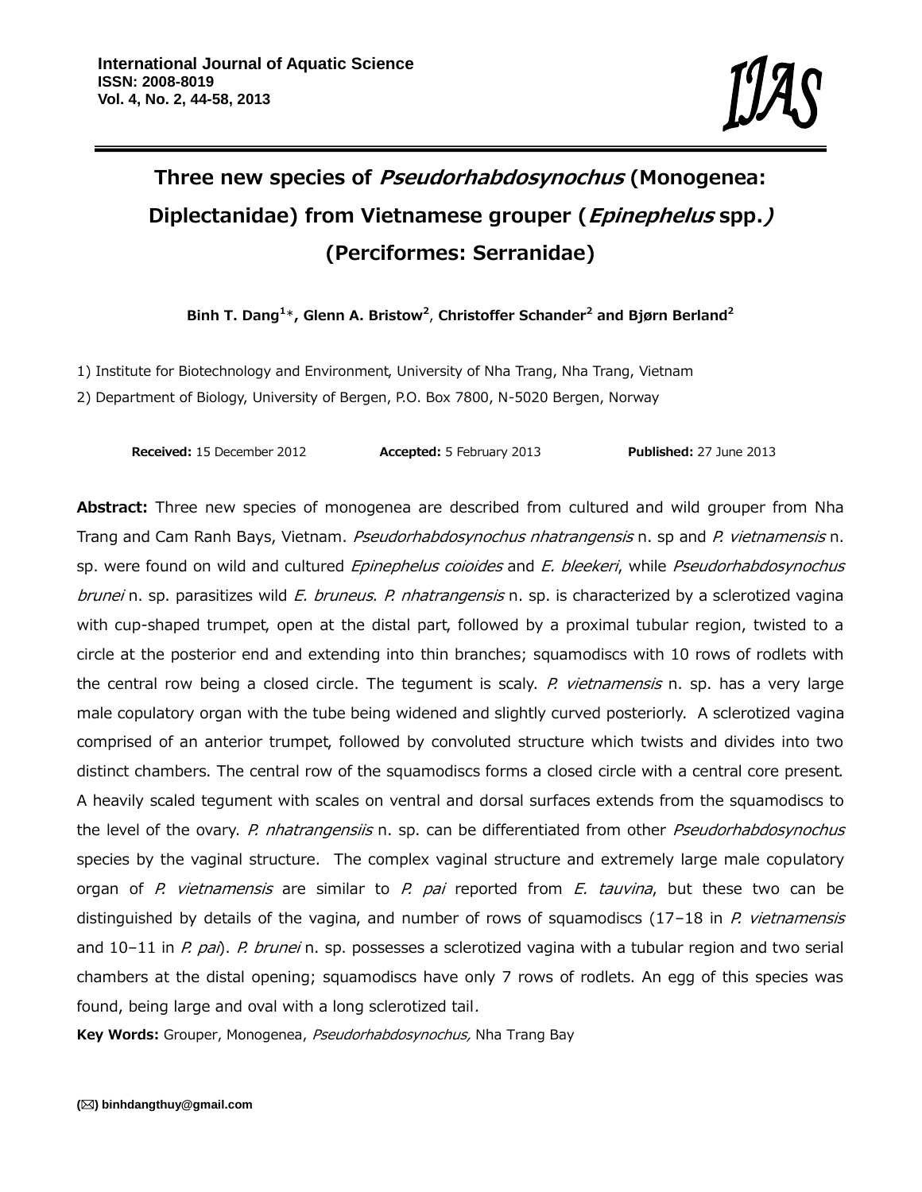# Three new species of *Pseudorhabdosynochus* (Monogenea: Diplectanidae) from Vietnamese grouper (*Epinephelus* spp.) (Perciformes: Serranidae)

**Binh T. Dang[1]\*, Glenn A. Bristow[2], Christoffer Schander[2] and Bjørn Berland[2]**

1) Institute for Biotechnology and Environment, University of Nha Trang, Nha Trang, Vietnam

2) Department of Biology, University of Bergen, P.O. Box 7800, N-5020 Bergen, Norway

**Received:** 15 December 2012 **Accepted:** 5 February 2013 **Published:** 27 June 2013

**Abstract:** Three new species of monogenea are described from cultured and wild grouper from Nha Trang and Cam Ranh Bays, Vietnam. *Pseudorhabdosynochus nhatrangensis* n. sp and *P. vietnamensis* n. sp. were found on wild and cultured *Epinephelus coioides* and *E. bleekeri*, while *Pseudorhabdosynochus brunei* n. sp. parasitizes wild *E. bruneus*. *P. nhatrangensis* n. sp. is characterized by a sclerotized vagina with cup-shaped trumpet, open at the distal part, followed by a proximal tubular region, twisted to a circle at the posterior end and extending into thin branches; squamodiscs with 10 rows of rodlets with the central row being a closed circle. The tegument is scaly. *P. vietnamensis* n. sp. has a very large male copulatory organ with the tube being widened and slightly curved posteriorly. A sclerotized vagina comprised of an anterior trumpet, followed by convoluted structure which twists and divides into two distinct chambers. The central row of the squamodiscs forms a closed circle with a central core present. A heavily scaled tegument with scales on ventral and dorsal surfaces extends from the squamodiscs to the level of the ovary. *P. nhatrangensiis* n. sp. can be differentiated from other *Pseudorhabdosynochus* species by the vaginal structure. The complex vaginal structure and extremely large male copulatory organ of *P. vietnamensis* are similar to *P. pai* reported from *E. tauvina*, but these two can be distinguished by details of the vagina, and number of rows of squamodiscs (17–18 in *P. vietnamensis* and 10–11 in *P. pai*). *P. brunei* n. sp. possesses a sclerotized vagina with a tubular region and two serial chambers at the distal opening; squamodiscs have only 7 rows of rodlets. An egg of this species was found, being large and oval with a long sclerotized tail.

**Key Words:** Grouper, Monogenea, *Pseudorhabdosynochus,* Nha Trang Bay

(✉) binhdangthuy@gmail.com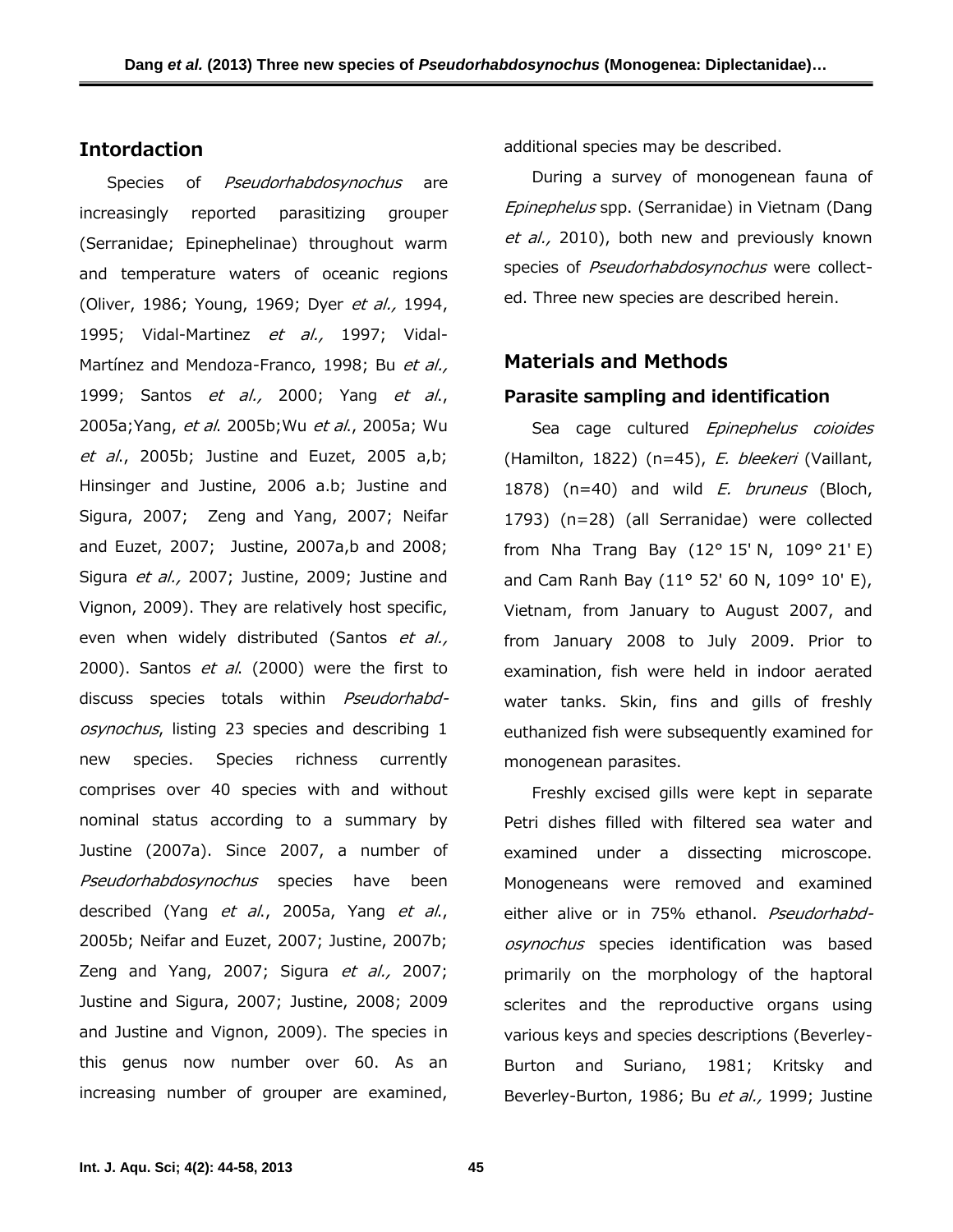## Intordaction

Species of *Pseudorhabdosynochus* are increasingly reported parasitizing grouper (Serranidae; Epinephelinae) throughout warm and temperature waters of oceanic regions (Oliver, 1986; Young, 1969; Dyer *et al.,* 1994, 1995; Vidal-Martinez *et al.,* 1997; Vidal-Martínez and Mendoza-Franco, 1998; Bu *et al.,* 1999; Santos *et al.,* 2000; Yang *et al*., 2005a;Yang, *et al*. 2005b;Wu *et al*., 2005a; Wu *et al*., 2005b; Justine and Euzet, 2005 a,b; Hinsinger and Justine, 2006 a.b; Justine and Sigura, 2007; Zeng and Yang, 2007; Neifar and Euzet, 2007; Justine, 2007a,b and 2008; Sigura *et al.,* 2007; Justine, 2009; Justine and Vignon, 2009). They are relatively host specific, even when widely distributed (Santos *et al.,* 2000). Santos *et al*. (2000) were the first to discuss species totals within *Pseudorhabdosynochus*, listing 23 species and describing 1 new species. Species richness currently comprises over 40 species with and without nominal status according to a summary by Justine (2007a). Since 2007, a number of *Pseudorhabdosynochus* species have been described (Yang *et al*., 2005a, Yang *et al*., 2005b; Neifar and Euzet, 2007; Justine, 2007b; Zeng and Yang, 2007; Sigura *et al.,* 2007; Justine and Sigura, 2007; Justine, 2008; 2009 and Justine and Vignon, 2009). The species in this genus now number over 60. As an increasing number of grouper are examined, additional species may be described.

During a survey of monogenean fauna of *Epinephelus* spp. (Serranidae) in Vietnam (Dang *et al.,* 2010), both new and previously known species of *Pseudorhabdosynochus* were collected. Three new species are described herein.

## Materials and Methods

### Parasite sampling and identification

Sea cage cultured *Epinephelus coioides* (Hamilton, 1822) (n=45), *E. bleekeri* (Vaillant, 1878) (n=40) and wild *E. bruneus* (Bloch, 1793) (n=28) (all Serranidae) were collected from Nha Trang Bay (12° 15' N, 109° 21' E) and Cam Ranh Bay (11° 52' 60 N, 109° 10' E), Vietnam, from January to August 2007, and from January 2008 to July 2009. Prior to examination, fish were held in indoor aerated water tanks. Skin, fins and gills of freshly euthanized fish were subsequently examined for monogenean parasites.

Freshly excised gills were kept in separate Petri dishes filled with filtered sea water and examined under a dissecting microscope. Monogeneans were removed and examined either alive or in 75% ethanol. *Pseudorhabdosynochus* species identification was based primarily on the morphology of the haptoral sclerites and the reproductive organs using various keys and species descriptions (Beverley-Burton and Suriano, 1981; Kritsky and Beverley-Burton, 1986; Bu *et al.,* 1999; Justine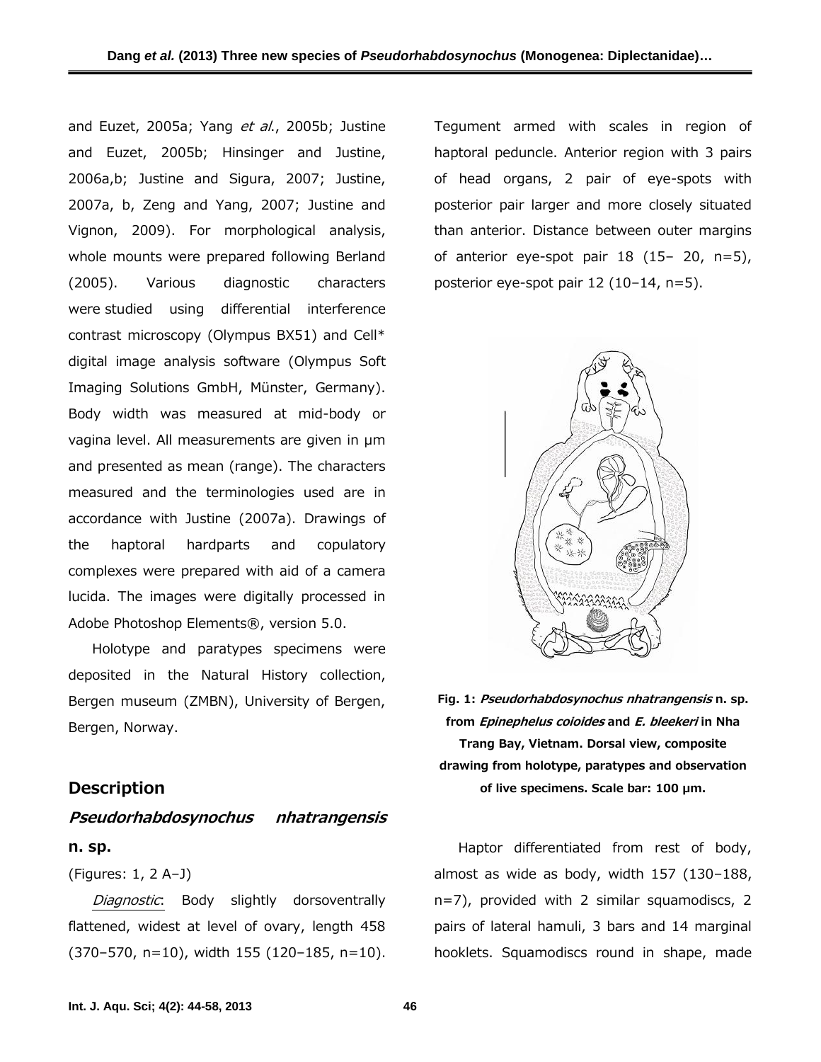and Euzet, 2005a; Yang *et al.*, 2005b; Justine and Euzet, 2005b; Hinsinger and Justine, 2006a,b; Justine and Sigura, 2007; Justine, 2007a, b, Zeng and Yang, 2007; Justine and Vignon, 2009). For morphological analysis, whole mounts were prepared following Berland (2005). Various diagnostic characters were studied using differential interference contrast microscopy (Olympus BX51) and Cell* digital image analysis software (Olympus Soft Imaging Solutions GmbH, Münster, Germany). Body width was measured at mid-body or vagina level. All measurements are given in µm and presented as mean (range). The characters measured and the terminologies used are in accordance with Justine (2007a). Drawings of the haptoral hardparts and copulatory complexes were prepared with aid of a camera lucida. The images were digitally processed in Adobe Photoshop Elements®, version 5.0.

Holotype and paratypes specimens were deposited in the Natural History collection, Bergen museum (ZMBN), University of Bergen, Bergen, Norway.

## Description

### *Pseudorhabdosynochus nhatrangensis* n. sp.

(Figures: 1, 2 A–J)

*Diagnostic*: Body slightly dorsoventrally flattened, widest at level of ovary, length 458 (370–570, n=10), width 155 (120–185, n=10). Tegument armed with scales in region of haptoral peduncle. Anterior region with 3 pairs of head organs, 2 pair of eye-spots with posterior pair larger and more closely situated than anterior. Distance between outer margins of anterior eye-spot pair 18 (15– 20, n=5), posterior eye-spot pair 12 (10–14, n=5).

**Fig. 1: *Pseudorhabdosynochus nhatrangensis* n. sp. from *Epinephelus coioides* and *E. bleekeri* in Nha Trang Bay, Vietnam. Dorsal view, composite drawing from holotype, paratypes and observation of live specimens. Scale bar: 100 µm.**

Haptor differentiated from rest of body, almost as wide as body, width 157 (130–188, n=7), provided with 2 similar squamodiscs, 2 pairs of lateral hamuli, 3 bars and 14 marginal hooklets. Squamodiscs round in shape, made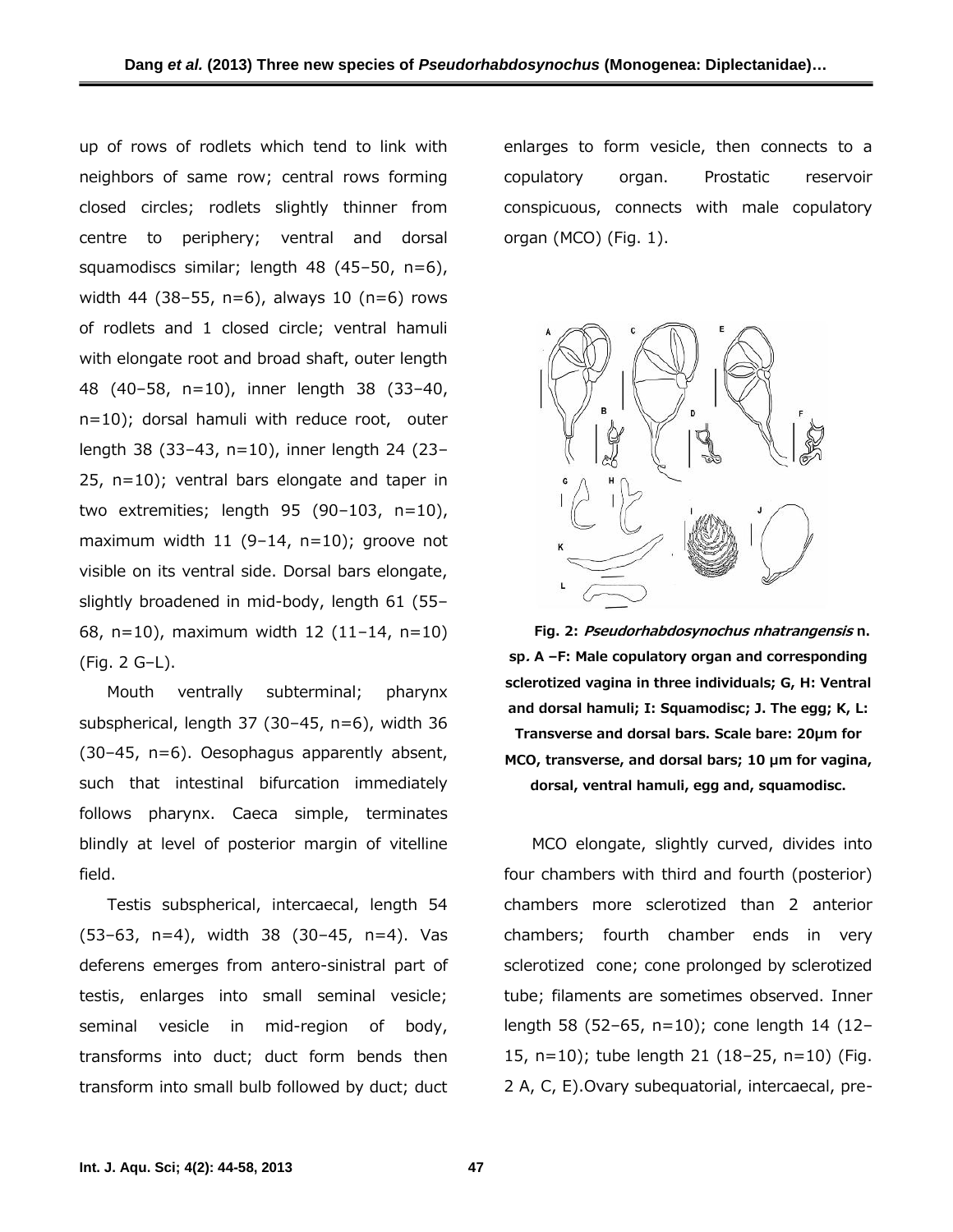up of rows of rodlets which tend to link with neighbors of same row; central rows forming closed circles; rodlets slightly thinner from centre to periphery; ventral and dorsal squamodiscs similar; length 48 (45–50, n=6), width 44 (38–55, n=6), always 10 (n=6) rows of rodlets and 1 closed circle; ventral hamuli with elongate root and broad shaft, outer length 48 (40–58, n=10), inner length 38 (33–40, n=10); dorsal hamuli with reduce root, outer length 38 (33–43, n=10), inner length 24 (23–25, n=10); ventral bars elongate and taper in two extremities; length 95 (90–103, n=10), maximum width 11 (9–14, n=10); groove not visible on its ventral side. Dorsal bars elongate, slightly broadened in mid-body, length 61 (55–68, n=10), maximum width 12 (11–14, n=10) (Fig. 2 G–L).

Mouth ventrally subterminal; pharynx subspherical, length 37 (30–45, n=6), width 36 (30–45, n=6). Oesophagus apparently absent, such that intestinal bifurcation immediately follows pharynx. Caeca simple, terminates blindly at level of posterior margin of vitelline field.

Testis subspherical, intercaecal, length 54 (53–63, n=4), width 38 (30–45, n=4). Vas deferens emerges from antero-sinistral part of testis, enlarges into small seminal vesicle; seminal vesicle in mid-region of body, transforms into duct; duct form bends then transform into small bulb followed by duct; duct enlarges to form vesicle, then connects to a copulatory organ. Prostatic reservoir conspicuous, connects with male copulatory organ (MCO) (Fig. 1).

**Fig. 2: *Pseudorhabdosynochus nhatrangensis* n. sp. A –F: Male copulatory organ and corresponding sclerotized vagina in three individuals; G, H: Ventral and dorsal hamuli; I: Squamodisc; J. The egg; K, L: Transverse and dorsal bars. Scale bare: 20µm for MCO, transverse, and dorsal bars; 10 µm for vagina, dorsal, ventral hamuli, egg and, squamodisc.**

MCO elongate, slightly curved, divides into four chambers with third and fourth (posterior) chambers more sclerotized than 2 anterior chambers; fourth chamber ends in very sclerotized cone; cone prolonged by sclerotized tube; filaments are sometimes observed. Inner length 58 (52–65, n=10); cone length 14 (12–15, n=10); tube length 21 (18–25, n=10) (Fig. 2 A, C, E).Ovary subequatorial, intercaecal, pre-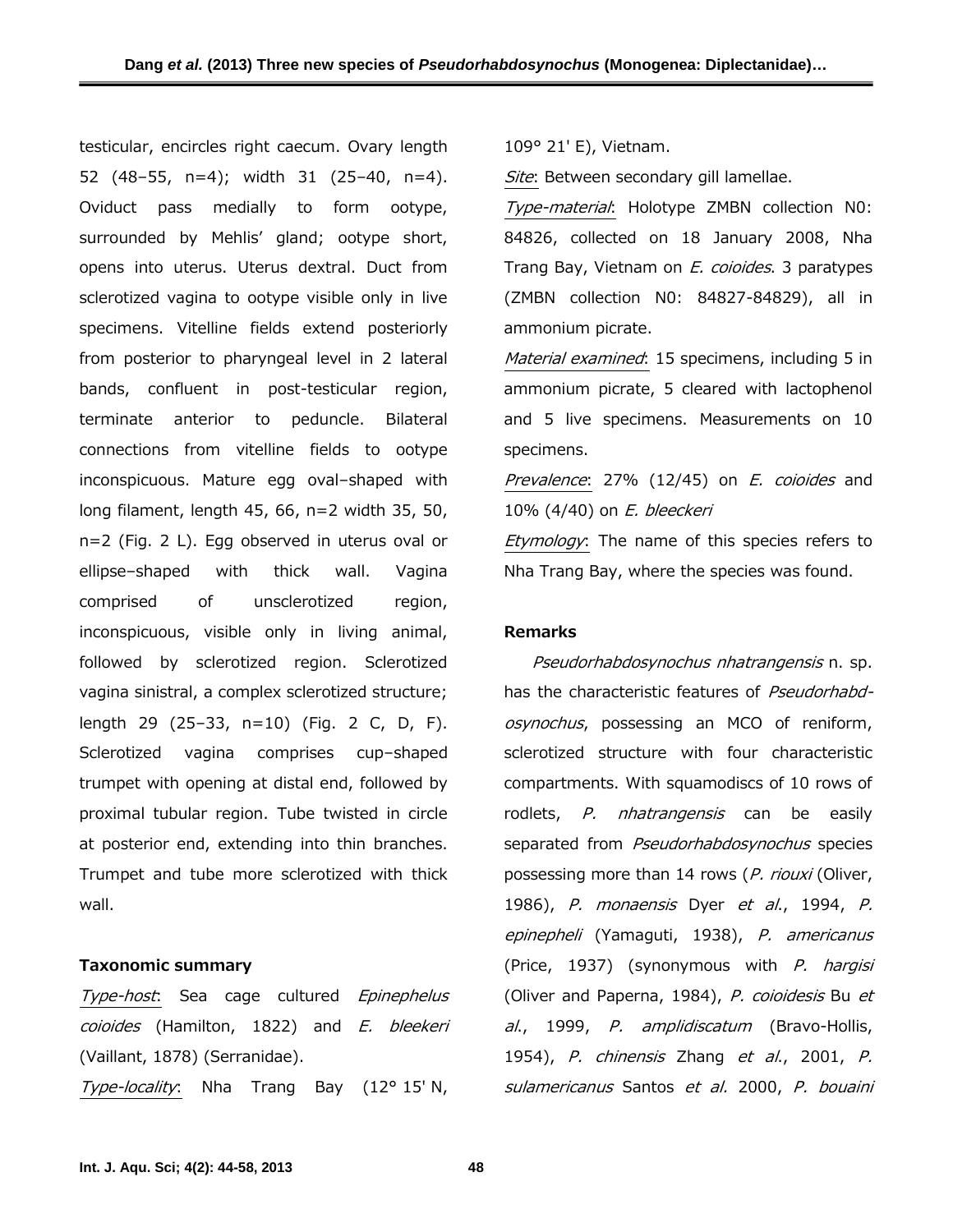testicular, encircles right caecum. Ovary length 52 (48–55, n=4); width 31 (25–40, n=4). Oviduct pass medially to form ootype, surrounded by Mehlis' gland; ootype short, opens into uterus. Uterus dextral. Duct from sclerotized vagina to ootype visible only in live specimens. Vitelline fields extend posteriorly from posterior to pharyngeal level in 2 lateral bands, confluent in post-testicular region, terminate anterior to peduncle. Bilateral connections from vitelline fields to ootype inconspicuous. Mature egg oval–shaped with long filament, length 45, 66, n=2 width 35, 50, n=2 (Fig. 2 L). Egg observed in uterus oval or ellipse–shaped with thick wall. Vagina comprised of unsclerotized region, inconspicuous, visible only in living animal, followed by sclerotized region. Sclerotized vagina sinistral, a complex sclerotized structure; length 29 (25–33, n=10) (Fig. 2 C, D, F). Sclerotized vagina comprises cup–shaped trumpet with opening at distal end, followed by proximal tubular region. Tube twisted in circle at posterior end, extending into thin branches. Trumpet and tube more sclerotized with thick wall.

### Taxonomic summary

*Type-host*: Sea cage cultured *Epinephelus coioides* (Hamilton, 1822) and *E. bleekeri* (Vaillant, 1878) (Serranidae).

*Type-locality*: Nha Trang Bay (12° 15' N, 109° 21' E), Vietnam.

*Site*: Between secondary gill lamellae.

*Type-material*: Holotype ZMBN collection N0: 84826, collected on 18 January 2008, Nha Trang Bay, Vietnam on *E. coioides*. 3 paratypes (ZMBN collection N0: 84827-84829), all in ammonium picrate.

*Material examined*: 15 specimens, including 5 in ammonium picrate, 5 cleared with lactophenol and 5 live specimens. Measurements on 10 specimens.

*Prevalence*: 27% (12/45) on *E. coioides* and 10% (4/40) on *E. bleekeri*

*Etymology*: The name of this species refers to Nha Trang Bay, where the species was found.

### Remarks

*Pseudorhabdosynochus nhatrangensis* n. sp. has the characteristic features of *Pseudorhabdosynochus*, possessing an MCO of reniform, sclerotized structure with four characteristic compartments. With squamodiscs of 10 rows of rodlets, *P. nhatrangensis* can be easily separated from *Pseudorhabdosynochus* species possessing more than 14 rows (*P. riouxi* (Oliver, 1986), *P. monaensis* Dyer *et al*., 1994, *P. epinepheli* (Yamaguti, 1938), *P. americanus* (Price, 1937) (synonymous with *P. hargisi* (Oliver and Paperna, 1984), *P. coioidesis* Bu *et al*., 1999, *P. amplidiscatum* (Bravo-Hollis, 1954), *P. chinensis* Zhang *et al*., 2001, *P. sulamericanus* Santos *et al.* 2000, *P. bouaini*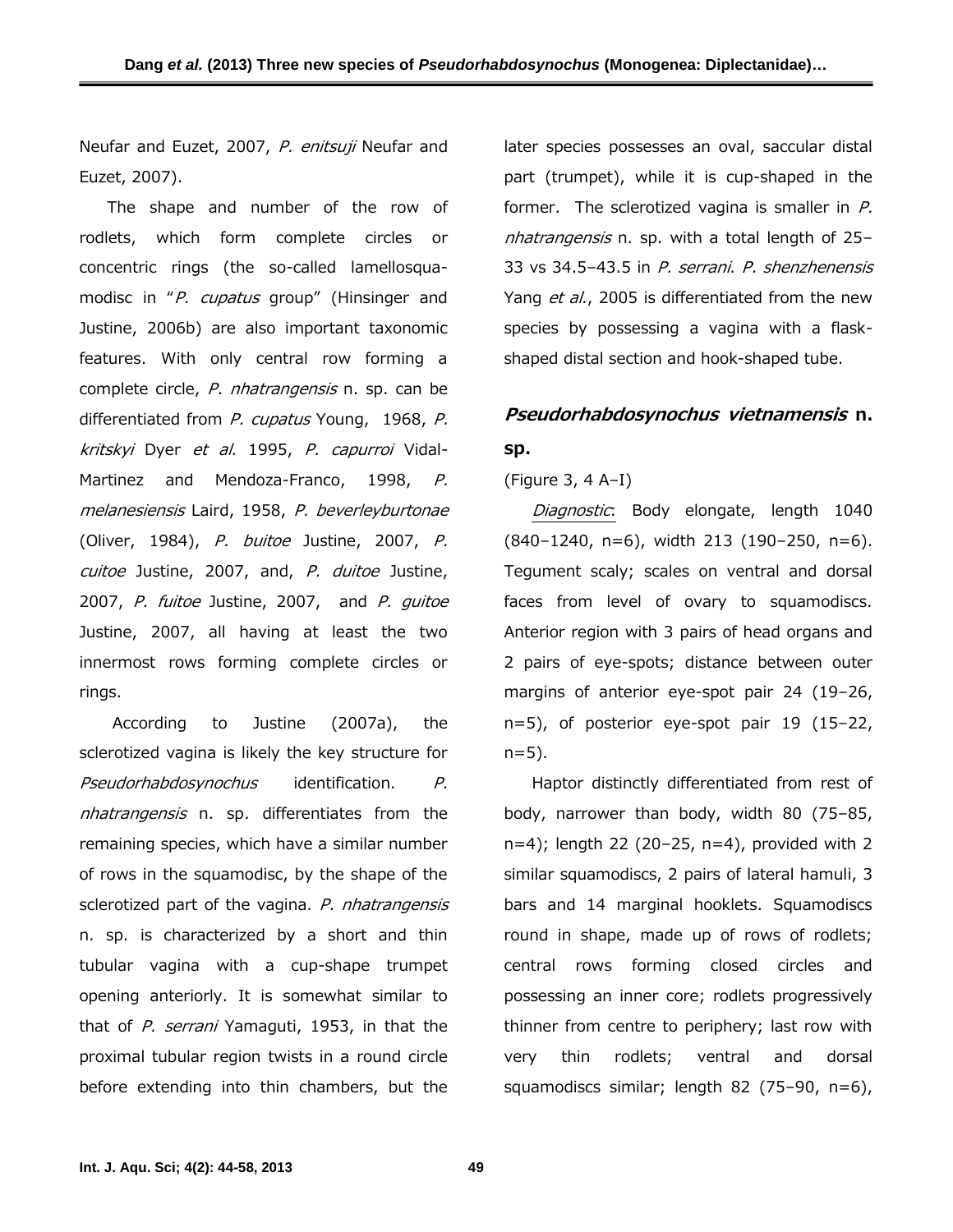Neufar and Euzet, 2007, *P. enitsuji* Neufar and Euzet, 2007).

The shape and number of the row of rodlets, which form complete circles or concentric rings (the so-called lamellosquamodisc in "*P. cupatus* group" (Hinsinger and Justine, 2006b) are also important taxonomic features. With only central row forming a complete circle, *P. nhatrangensis* n. sp. can be differentiated from *P. cupatus* Young, 1968, *P. kritskyi* Dyer *et al*. 1995, *P. capurroi* Vidal-Martinez and Mendoza-Franco, 1998, *P. melanesiensis* Laird, 1958, *P. beverleyburtonae* (Oliver, 1984), *P. buitoe* Justine, 2007, *P. cuitoe* Justine, 2007, and, *P. duitoe* Justine, 2007, *P. fuitoe* Justine, 2007, and *P. guitoe* Justine, 2007, all having at least the two innermost rows forming complete circles or rings.

According to Justine (2007a), the sclerotized vagina is likely the key structure for *Pseudorhabdosynochus* identification. *P. nhatrangensis* n. sp. differentiates from the remaining species, which have a similar number of rows in the squamodisc, by the shape of the sclerotized part of the vagina. *P. nhatrangensis* n. sp. is characterized by a short and thin tubular vagina with a cup-shape trumpet opening anteriorly. It is somewhat similar to that of *P. serrani* Yamaguti, 1953, in that the proximal tubular region twists in a round circle before extending into thin chambers, but the later species possesses an oval, saccular distal part (trumpet), while it is cup-shaped in the former. The sclerotized vagina is smaller in *P. nhatrangensis* n. sp. with a total length of 25–33 vs 34.5–43.5 in *P. serrani*. *P. shenzhenensis* Yang *et al*., 2005 is differentiated from the new species by possessing a vagina with a flask-shaped distal section and hook-shaped tube.

## ***Pseudorhabdosynochus vietnamensis* n. sp.**

(Figure 3, 4 A–I)

*Diagnostic*: Body elongate, length 1040 (840–1240, n=6), width 213 (190–250, n=6). Tegument scaly; scales on ventral and dorsal faces from level of ovary to squamodiscs. Anterior region with 3 pairs of head organs and 2 pairs of eye-spots; distance between outer margins of anterior eye-spot pair 24 (19–26, n=5), of posterior eye-spot pair 19 (15–22, n=5).

Haptor distinctly differentiated from rest of body, narrower than body, width 80 (75–85, n=4); length 22 (20–25, n=4), provided with 2 similar squamodiscs, 2 pairs of lateral hamuli, 3 bars and 14 marginal hooklets. Squamodiscs round in shape, made up of rows of rodlets; central rows forming closed circles and possessing an inner core; rodlets progressively thinner from centre to periphery; last row with very thin rodlets; ventral and dorsal squamodiscs similar; length 82 (75–90, n=6),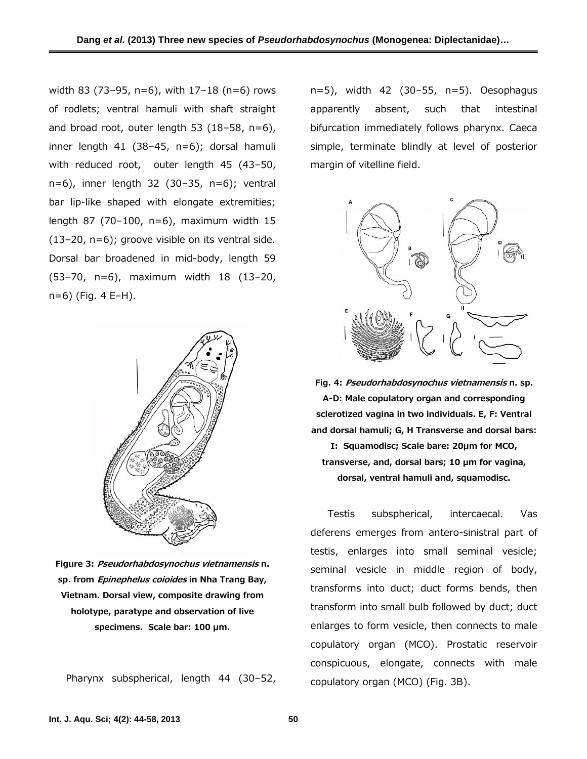width 83 (73–95, n=6), with 17–18 (n=6) rows of rodlets; ventral hamuli with shaft straight and broad root, outer length 53 (18–58, n=6), inner length 41 (38–45, n=6); dorsal hamuli with reduced root, outer length 45 (43–50, n=6), inner length 32 (30–35, n=6); ventral bar lip-like shaped with elongate extremities; length 87 (70–100, n=6), maximum width 15 (13–20, n=6); groove visible on its ventral side. Dorsal bar broadened in mid-body, length 59 (53–70, n=6), maximum width 18 (13–20, n=6) (Fig. 4 E–H).

**Figure 3: *Pseudorhabdosynochus vietnamensis* n. sp. from *Epinephelus coioides* in Nha Trang Bay, Vietnam. Dorsal view, composite drawing from holotype, paratype and observation of live specimens. Scale bar: 100 µm.**

Pharynx subspherical, length 44 (30–52, n=5), width 42 (30–55, n=5). Oesophagus apparently absent, such that intestinal bifurcation immediately follows pharynx. Caeca simple, terminate blindly at level of posterior margin of vitelline field.

**Fig. 4: *Pseudorhabdosynochus vietnamensis* n. sp. A-D: Male copulatory organ and corresponding sclerotized vagina in two individuals. E, F: Ventral and dorsal hamuli; G, H Transverse and dorsal bars: I: Squamodisc; Scale bare: 20µm for MCO, transverse, and, dorsal bars; 10 µm for vagina, dorsal, ventral hamuli and, squamodisc.**

Testis subspherical, intercaecal. Vas deferens emerges from antero-sinistral part of testis, enlarges into small seminal vesicle; seminal vesicle in middle region of body, transforms into duct; duct forms bends, then transform into small bulb followed by duct; duct enlarges to form vesicle, then connects to male copulatory organ (MCO). Prostatic reservoir conspicuous, elongate, connects with male copulatory organ (MCO) (Fig. 3B).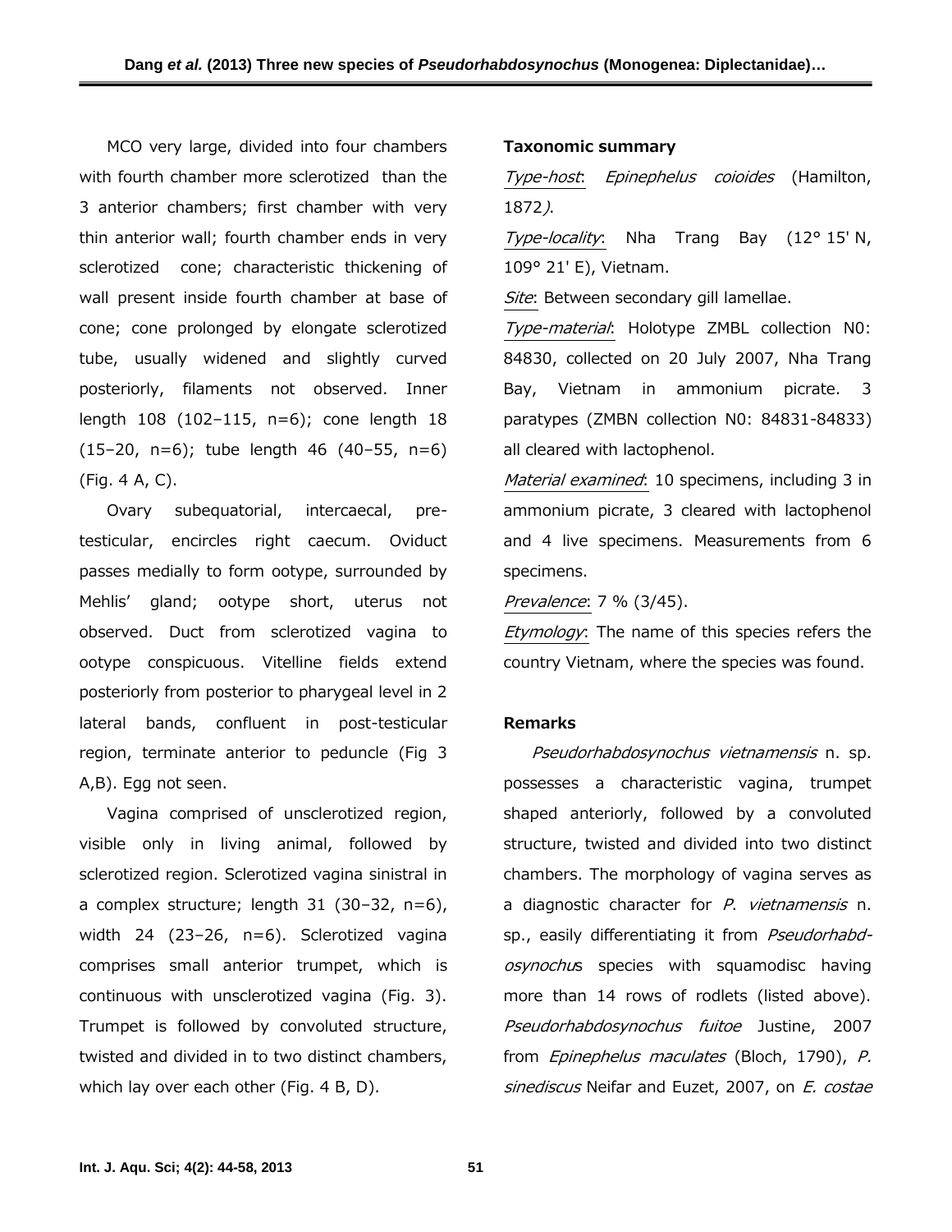MCO very large, divided into four chambers with fourth chamber more sclerotized than the 3 anterior chambers; first chamber with very thin anterior wall; fourth chamber ends in very sclerotized cone; characteristic thickening of wall present inside fourth chamber at base of cone; cone prolonged by elongate sclerotized tube, usually widened and slightly curved posteriorly, filaments not observed. Inner length 108 (102–115, n=6); cone length 18 (15–20, n=6); tube length 46 (40–55, n=6) (Fig. 4 A, C).

Ovary subequatorial, intercaecal, pre-testicular, encircles right caecum. Oviduct passes medially to form ootype, surrounded by Mehlis' gland; ootype short, uterus not observed. Duct from sclerotized vagina to ootype conspicuous. Vitelline fields extend posteriorly from posterior to pharygeal level in 2 lateral bands, confluent in post-testicular region, terminate anterior to peduncle (Fig 3 A,B). Egg not seen.

Vagina comprised of unsclerotized region, visible only in living animal, followed by sclerotized region. Sclerotized vagina sinistral in a complex structure; length 31 (30–32, n=6), width 24 (23–26, n=6). Sclerotized vagina comprises small anterior trumpet, which is continuous with unsclerotized vagina (Fig. 3). Trumpet is followed by convoluted structure, twisted and divided in to two distinct chambers, which lay over each other (Fig. 4 B, D).

**Taxonomic summary**

*Type-host*: *Epinephelus coioides* (Hamilton, 1872*)*.

*Type-locality*: Nha Trang Bay (12° 15' N, 109° 21' E), Vietnam.

*Site*: Between secondary gill lamellae.

*Type-material*: Holotype ZMBL collection N0: 84830, collected on 20 July 2007, Nha Trang Bay, Vietnam in ammonium picrate. 3 paratypes (ZMBN collection N0: 84831-84833) all cleared with lactophenol.

*Material examined*: 10 specimens, including 3 in ammonium picrate, 3 cleared with lactophenol and 4 live specimens. Measurements from 6 specimens.

*Prevalence*: 7 % (3/45).

*Etymology*: The name of this species refers the country Vietnam, where the species was found.

**Remarks**

*Pseudorhabdosynochus vietnamensis* n. sp. possesses a characteristic vagina, trumpet shaped anteriorly, followed by a convoluted structure, twisted and divided into two distinct chambers. The morphology of vagina serves as a diagnostic character for *P. vietnamensis* n. sp., easily differentiating it from *Pseudorhabdosynochus* species with squamodisc having more than 14 rows of rodlets (listed above). *Pseudorhabdosynochus fuitoe* Justine, 2007 from *Epinephelus maculates* (Bloch, 1790), *P. sinediscus* Neifar and Euzet, 2007, on *E. costae*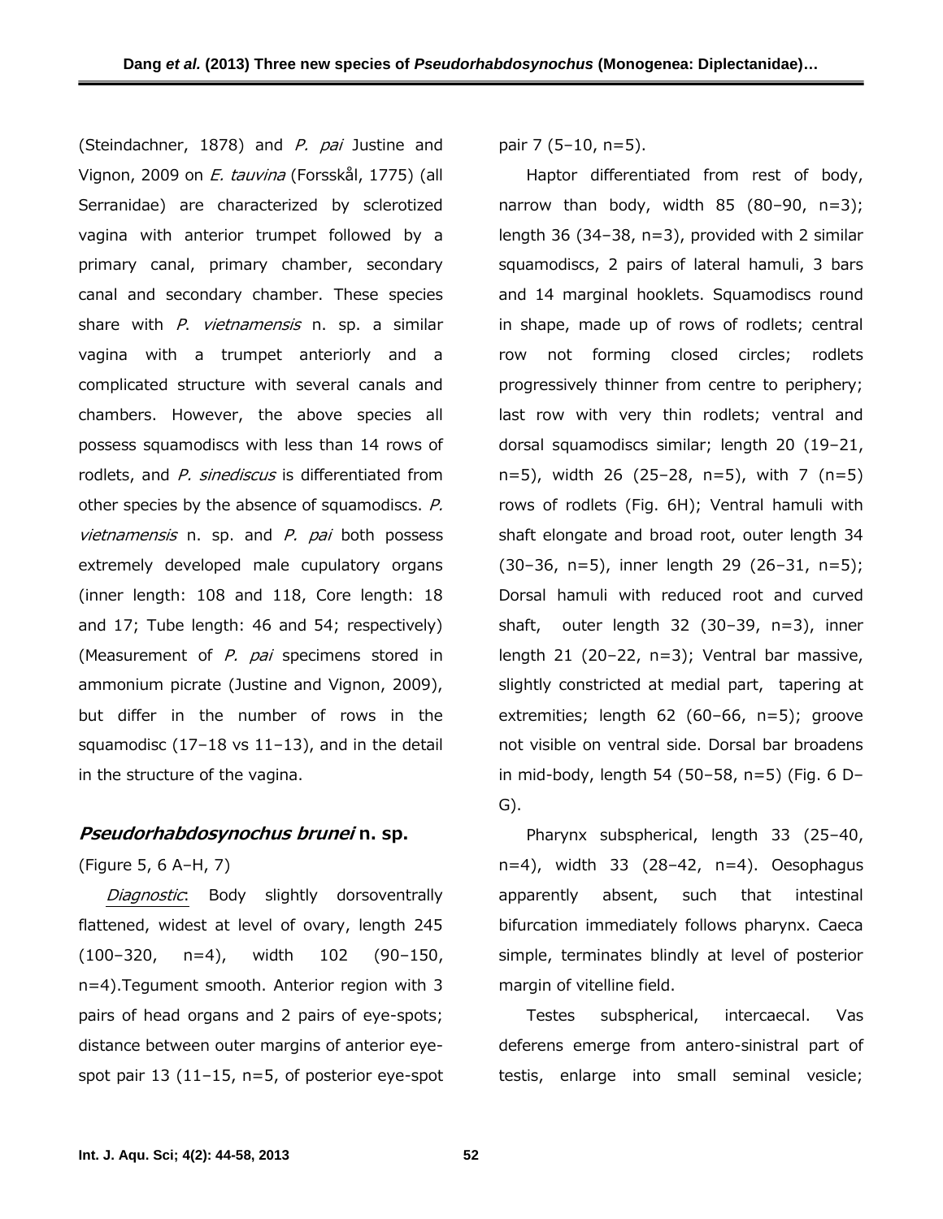(Steindachner, 1878) and *P. pai* Justine and Vignon, 2009 on *E. tauvina* (Forsskål, 1775) (all Serranidae) are characterized by sclerotized vagina with anterior trumpet followed by a primary canal, primary chamber, secondary canal and secondary chamber. These species share with *P. vietnamensis* n. sp. a similar vagina with a trumpet anteriorly and a complicated structure with several canals and chambers. However, the above species all possess squamodiscs with less than 14 rows of rodlets, and *P. sinediscus* is differentiated from other species by the absence of squamodiscs. *P. vietnamensis* n. sp. and *P. pai* both possess extremely developed male cupulatory organs (inner length: 108 and 118, Core length: 18 and 17; Tube length: 46 and 54; respectively) (Measurement of *P. pai* specimens stored in ammonium picrate (Justine and Vignon, 2009), but differ in the number of rows in the squamodisc (17–18 vs 11–13), and in the detail in the structure of the vagina.

### ***Pseudorhabdosynochus brunei* n. sp.**

(Figure 5, 6 A–H, 7)

*Diagnostic*: Body slightly dorsoventrally flattened, widest at level of ovary, length 245 (100–320, n=4), width 102 (90–150, n=4).Tegument smooth. Anterior region with 3 pairs of head organs and 2 pairs of eye-spots; distance between outer margins of anterior eye-spot pair 13 (11–15, n=5, of posterior eye-spot pair 7 (5–10, n=5).

Haptor differentiated from rest of body, narrow than body, width 85 (80–90, n=3); length 36 (34–38, n=3), provided with 2 similar squamodiscs, 2 pairs of lateral hamuli, 3 bars and 14 marginal hooklets. Squamodiscs round in shape, made up of rows of rodlets; central row not forming closed circles; rodlets progressively thinner from centre to periphery; last row with very thin rodlets; ventral and dorsal squamodiscs similar; length 20 (19–21, n=5), width 26 (25–28, n=5), with 7 (n=5) rows of rodlets (Fig. 6H); Ventral hamuli with shaft elongate and broad root, outer length 34 (30–36, n=5), inner length 29 (26–31, n=5); Dorsal hamuli with reduced root and curved shaft, outer length 32 (30–39, n=3), inner length 21 (20–22, n=3); Ventral bar massive, slightly constricted at medial part, tapering at extremities; length 62 (60–66, n=5); groove not visible on ventral side. Dorsal bar broadens in mid-body, length 54 (50–58, n=5) (Fig. 6 D–G).

Pharynx subspherical, length 33 (25–40, n=4), width 33 (28–42, n=4). Oesophagus apparently absent, such that intestinal bifurcation immediately follows pharynx. Caeca simple, terminates blindly at level of posterior margin of vitelline field.

Testes subspherical, intercaecal. Vas deferens emerge from antero-sinistral part of testis, enlarge into small seminal vesicle;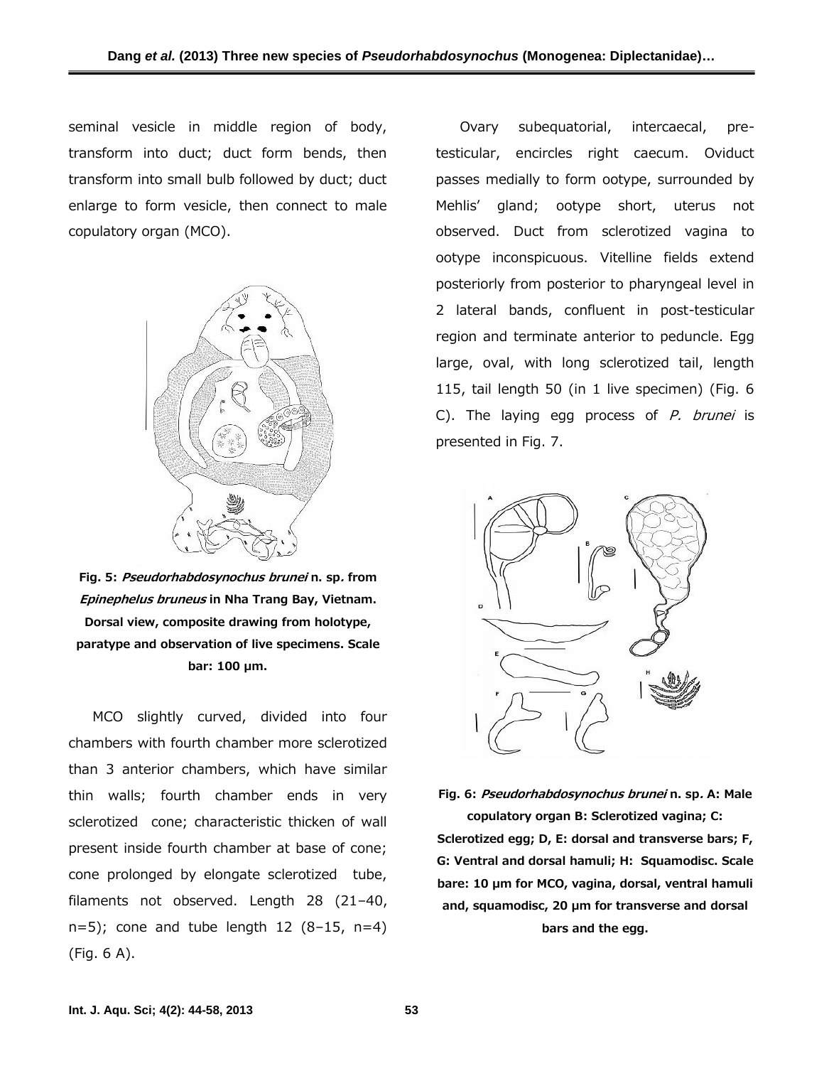seminal vesicle in middle region of body, transform into duct; duct form bends, then transform into small bulb followed by duct; duct enlarge to form vesicle, then connect to male copulatory organ (MCO).

**Fig. 5: *Pseudorhabdosynochus brunei* n. sp. from *Epinephelus bruneus* in Nha Trang Bay, Vietnam. Dorsal view, composite drawing from holotype, paratype and observation of live specimens. Scale bar: 100 µm.**

MCO slightly curved, divided into four chambers with fourth chamber more sclerotized than 3 anterior chambers, which have similar thin walls; fourth chamber ends in very sclerotized cone; characteristic thicken of wall present inside fourth chamber at base of cone; cone prolonged by elongate sclerotized tube, filaments not observed. Length 28 (21–40, n=5); cone and tube length 12 (8–15, n=4) (Fig. 6 A).

Ovary subequatorial, intercaecal, pre-testicular, encircles right caecum. Oviduct passes medially to form ootype, surrounded by Mehlis' gland; ootype short, uterus not observed. Duct from sclerotized vagina to ootype inconspicuous. Vitelline fields extend posteriorly from posterior to pharyngeal level in 2 lateral bands, confluent in post-testicular region and terminate anterior to peduncle. Egg large, oval, with long sclerotized tail, length 115, tail length 50 (in 1 live specimen) (Fig. 6 C). The laying egg process of *P. brunei* is presented in Fig. 7.

**Fig. 6: *Pseudorhabdosynochus brunei* n. sp. A: Male copulatory organ B: Sclerotized vagina; C: Sclerotized egg; D, E: dorsal and transverse bars; F, G: Ventral and dorsal hamuli; H: Squamodisc. Scale bare: 10 µm for MCO, vagina, dorsal, ventral hamuli and, squamodisc, 20 µm for transverse and dorsal bars and the egg.**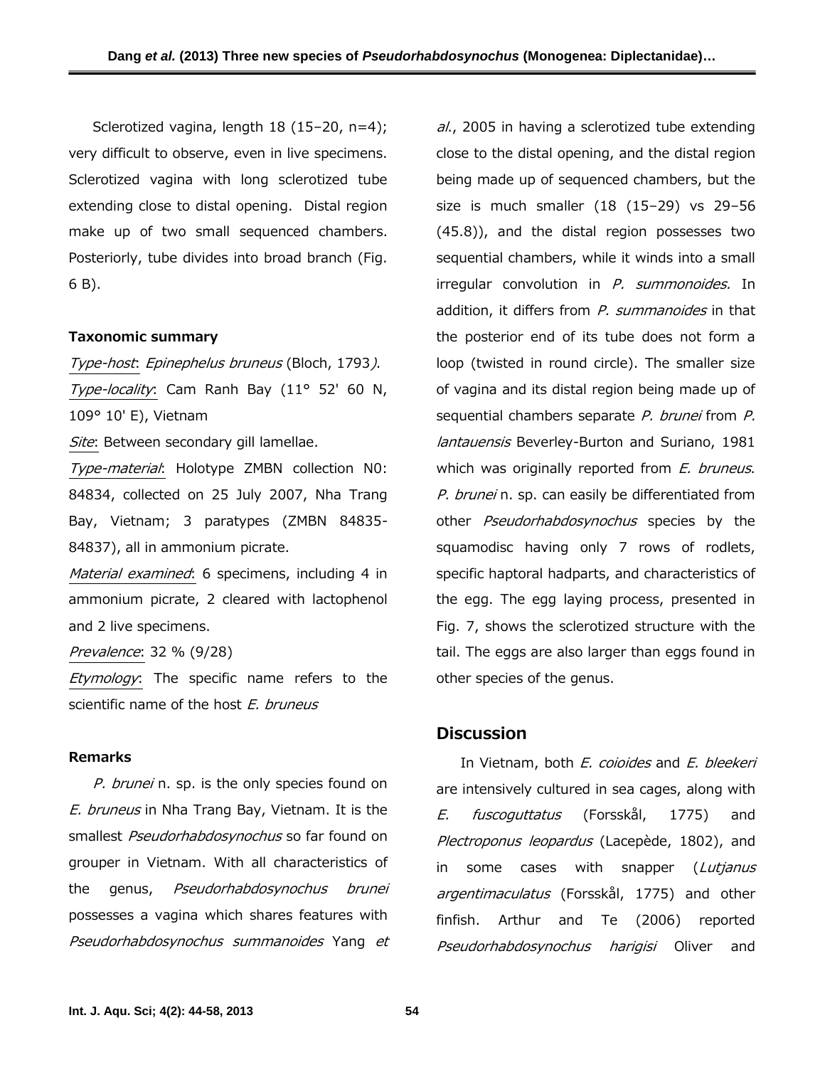Sclerotized vagina, length 18 (15–20, n=4); very difficult to observe, even in live specimens. Sclerotized vagina with long sclerotized tube extending close to distal opening. Distal region make up of two small sequenced chambers. Posteriorly, tube divides into broad branch (Fig. 6 B).

**Taxonomic summary**

*Type-host*: *Epinephelus bruneus* (Bloch, 1793*)*.

*Type-locality*: Cam Ranh Bay (11° 52' 60 N, 109° 10' E), Vietnam

*Site*: Between secondary gill lamellae.

*Type-material*: Holotype ZMBN collection N0: 84834, collected on 25 July 2007, Nha Trang Bay, Vietnam; 3 paratypes (ZMBN 84835-84837), all in ammonium picrate.

*Material examined*: 6 specimens, including 4 in ammonium picrate, 2 cleared with lactophenol and 2 live specimens.

*Prevalence*: 32 % (9/28)

*Etymology*: The specific name refers to the scientific name of the host *E. bruneus*

**Remarks**

*P. brunei* n. sp. is the only species found on *E. bruneus* in Nha Trang Bay, Vietnam. It is the smallest *Pseudorhabdosynochus* so far found on grouper in Vietnam. With all characteristics of the genus, *Pseudorhabdosynochus brunei* possesses a vagina which shares features with *Pseudorhabdosynochus summanoides* Yang *et al.*, 2005 in having a sclerotized tube extending close to the distal opening, and the distal region being made up of sequenced chambers, but the size is much smaller (18 (15–29) vs 29–56 (45.8)), and the distal region possesses two sequential chambers, while it winds into a small irregular convolution in *P. summonoides.* In addition, it differs from *P. summanoides* in that the posterior end of its tube does not form a loop (twisted in round circle). The smaller size of vagina and its distal region being made up of sequential chambers separate *P. brunei* from *P. lantauensis* Beverley-Burton and Suriano, 1981 which was originally reported from *E. bruneus*. *P. brunei* n. sp. can easily be differentiated from other *Pseudorhabdosynochus* species by the squamodisc having only 7 rows of rodlets, specific haptoral hadparts, and characteristics of the egg. The egg laying process, presented in Fig. 7, shows the sclerotized structure with the tail. The eggs are also larger than eggs found in other species of the genus.

## Discussion

In Vietnam, both *E. coioides* and *E. bleekeri* are intensively cultured in sea cages, along with *E. fuscoguttatus* (Forsskål, 1775) and *Plectroponus leopardus* (Lacepède, 1802), and in some cases with snapper (*Lutjanus argentimaculatus* (Forsskål, 1775) and other finfish. Arthur and Te (2006) reported *Pseudorhabdosynochus harigisi* Oliver and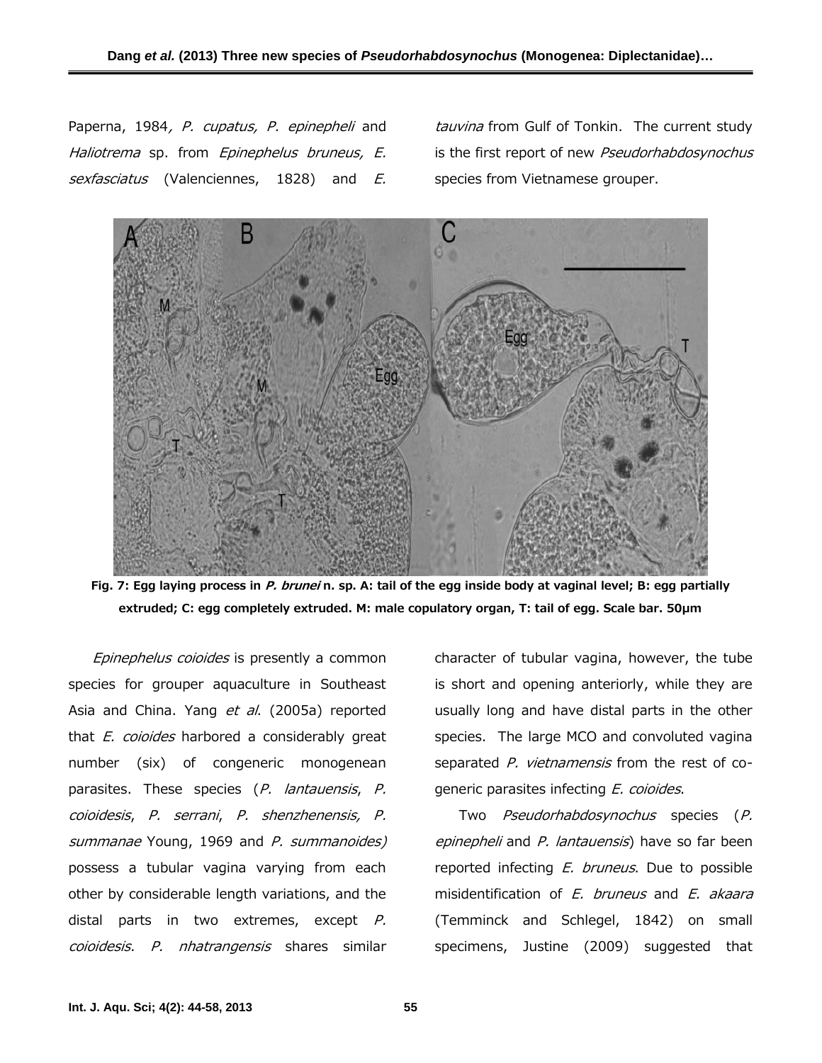Paperna, 1984, *P. cupatus, P. epinepheli* and *Haliotrema* sp. from *Epinephelus bruneus, E. sexfasciatus* (Valenciennes, 1828) and *E. tauvina* from Gulf of Tonkin. The current study is the first report of new *Pseudorhabdosynochus* species from Vietnamese grouper.

**Fig. 7: Egg laying process in *P. brunei* n. sp. A: tail of the egg inside body at vaginal level; B: egg partially extruded; C: egg completely extruded. M: male copulatory organ, T: tail of egg. Scale bar. 50µm**

*Epinephelus coioides* is presently a common species for grouper aquaculture in Southeast Asia and China. Yang *et al*. (2005a) reported that *E. coioides* harbored a considerably great number (six) of congeneric monogenean parasites. These species (*P. lantauensis*, *P. coioidesis*, *P. serrani*, *P. shenzhenensis, P. summanae* Young, 1969 and *P. summanoides)* possess a tubular vagina varying from each other by considerable length variations, and the distal parts in two extremes, except *P. coioidesis*. *P. nhatrangensis* shares similar character of tubular vagina, however, the tube is short and opening anteriorly, while they are usually long and have distal parts in the other species. The large MCO and convoluted vagina separated *P. vietnamensis* from the rest of co-generic parasites infecting *E. coioides*.

Two *Pseudorhabdosynochus* species (*P. epinepheli* and *P. lantauensis*) have so far been reported infecting *E. bruneus*. Due to possible misidentification of *E. bruneus* and *E. akaara* (Temminck and Schlegel, 1842) on small specimens, Justine (2009) suggested that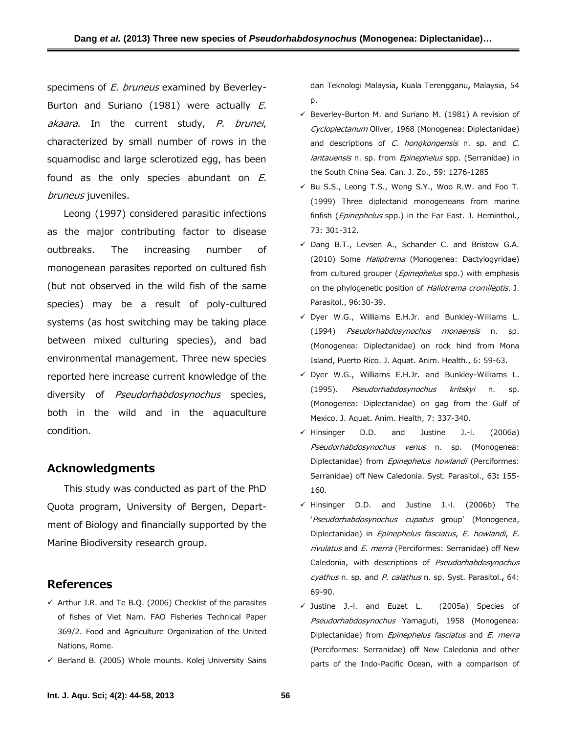specimens of *E. bruneus* examined by Beverley-Burton and Suriano (1981) were actually *E. akaara*. In the current study, *P. brunei*, characterized by small number of rows in the squamodisc and large sclerotized egg, has been found as the only species abundant on *E. bruneus* juveniles.

Leong (1997) considered parasitic infections as the major contributing factor to disease outbreaks. The increasing number of monogenean parasites reported on cultured fish (but not observed in the wild fish of the same species) may be a result of poly-cultured systems (as host switching may be taking place between mixed culturing species), and bad environmental management. Three new species reported here increase current knowledge of the diversity of *Pseudorhabdosynochus* species, both in the wild and in the aquaculture condition.

## Acknowledgments

This study was conducted as part of the PhD Quota program, University of Bergen, Department of Biology and financially supported by the Marine Biodiversity research group.

## References

- Arthur J.R. and Te B.Q. (2006) Checklist of the parasites of fishes of Viet Nam. FAO Fisheries Technical Paper 369/2. Food and Agriculture Organization of the United Nations, Rome.
- Berland B. (2005) Whole mounts. Kolej University Sains dan Teknologi Malaysia**,** Kuala Terengganu**,** Malaysia, 54 p.
- Beverley-Burton M. and Suriano M. (1981) A revision of *Cycloplectanum* Oliver, 1968 (Monogenea: Diplectanidae) and descriptions of *C. hongkongensis* n. sp. and *C. lantauensis* n. sp. from *Epinephelus* spp. (Serranidae) in the South China Sea. Can. J. Zo., 59: 1276-1285
- Bu S.S., Leong T.S., Wong S.Y., Woo R.W. and Foo T. (1999) Three diplectanid monogeneans from marine finfish (*Epinephelus* spp.) in the Far East. J. Heminthol., 73: 301-312.
- Dang B.T., Levsen A., Schander C. and Bristow G.A. (2010) Some *Haliotrema* (Monogenea: Dactylogyridae) from cultured grouper (*Epinephelus* spp.) with emphasis on the phylogenetic position of *Haliotrema cromileptis*. J. Parasitol., 96:30-39.
- Dyer W.G., Williams E.H.Jr. and Bunkley-Williams L. (1994) *Pseudorhabdosynochus monaensis* n. sp. (Monogenea: Diplectanidae) on rock hind from Mona Island, Puerto Rico. J. Aquat. Anim. Health., 6: 59-63.
- Dyer W.G., Williams E.H.Jr. and Bunkley-Williams L. (1995). *Pseudorhabdosynochus kritskyi* n. sp. (Monogenea: Diplectanidae) on gag from the Gulf of Mexico. J. Aquat. Anim. Health, 7: 337-340.
- Hinsinger D.D. and Justine J.-l. (2006a) *Pseudorhabdosynochus venus* n. sp. (Monogenea: Diplectanidae) from *Epinephelus howlandi* (Perciformes: Serranidae) off New Caledonia. Syst. Parasitol., 63**:** 155-160.
- Hinsinger D.D. and Justine J.-l. (2006b) The '*Pseudorhabdosynochus cupatus* group' (Monogenea, Diplectanidae) in *Epinephelus fasciatus*, *E. howlandi*, *E. rivulatus* and *E. merra* (Perciformes: Serranidae) off New Caledonia, with descriptions of *Pseudorhabdosynochus cyathus* n. sp. and *P. calathus* n. sp. Syst. Parasitol.**,** 64: 69-90.
- Justine J.-l. and Euzet L. (2005a) Species of *Pseudorhabdosynochus* Yamaguti, 1958 (Monogenea: Diplectanidae) from *Epinephelus fasciatus* and *E. merra* (Perciformes: Serranidae) off New Caledonia and other parts of the Indo-Pacific Ocean, with a comparison of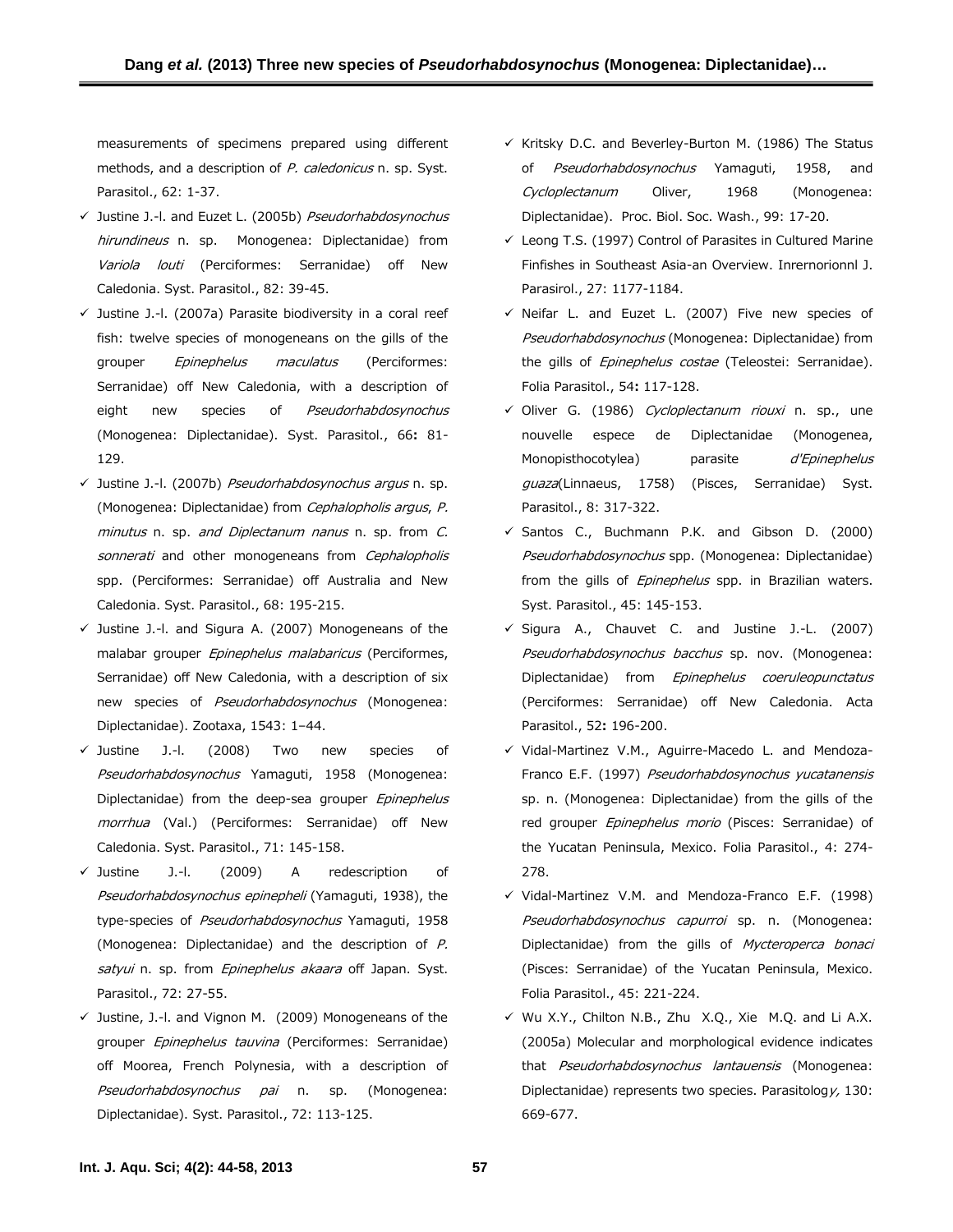measurements of specimens prepared using different methods, and a description of *P. caledonicus* n. sp. Syst. Parasitol., 62: 1-37.

- ✓ Justine J.-l. and Euzet L. (2005b) *Pseudorhabdosynochus hirundineus* n. sp. Monogenea: Diplectanidae) from *Variola louti* (Perciformes: Serranidae) off New Caledonia. Syst. Parasitol., 82: 39-45.
- ✓ Justine J.-l. (2007a) Parasite biodiversity in a coral reef fish: twelve species of monogeneans on the gills of the grouper *Epinephelus maculatus* (Perciformes: Serranidae) off New Caledonia, with a description of eight new species of *Pseudorhabdosynochus* (Monogenea: Diplectanidae). Syst. Parasitol., 66**:** 81-129.
- ✓ Justine J.-l. (2007b) *Pseudorhabdosynochus argus* n. sp. (Monogenea: Diplectanidae) from *Cephalopholis argus*, *P. minutus* n. sp. *and Diplectanum nanus* n. sp. from *C. sonnerati* and other monogeneans from *Cephalopholis* spp. (Perciformes: Serranidae) off Australia and New Caledonia. Syst. Parasitol., 68: 195-215.
- ✓ Justine J.-l. and Sigura A. (2007) Monogeneans of the malabar grouper *Epinephelus malabaricus* (Perciformes, Serranidae) off New Caledonia, with a description of six new species of *Pseudorhabdosynochus* (Monogenea: Diplectanidae). Zootaxa, 1543: 1–44.
- ✓ Justine J.-l. (2008) Two new species of *Pseudorhabdosynochus* Yamaguti, 1958 (Monogenea: Diplectanidae) from the deep-sea grouper *Epinephelus morrhua* (Val.) (Perciformes: Serranidae) off New Caledonia. Syst. Parasitol., 71: 145-158.
- ✓ Justine J.-l. (2009) A redescription of *Pseudorhabdosynochus epinepheli* (Yamaguti, 1938), the type-species of *Pseudorhabdosynochus* Yamaguti, 1958 (Monogenea: Diplectanidae) and the description of *P. satyui* n. sp. from *Epinephelus akaara* off Japan. Syst. Parasitol., 72: 27-55.
- ✓ Justine, J.-l. and Vignon M. (2009) Monogeneans of the grouper *Epinephelus tauvina* (Perciformes: Serranidae) off Moorea, French Polynesia, with a description of *Pseudorhabdosynochus pai* n. sp. (Monogenea: Diplectanidae). Syst. Parasitol., 72: 113-125.
- ✓ Kritsky D.C. and Beverley-Burton M. (1986) The Status of *Pseudorhabdosynochus* Yamaguti, 1958, and *Cycloplectanum* Oliver, 1968 (Monogenea: Diplectanidae). Proc. Biol. Soc. Wash., 99: 17-20.
- ✓ Leong T.S. (1997) Control of Parasites in Cultured Marine Finfishes in Southeast Asia-an Overview. Inrernorionnl J. Parasirol., 27: 1177-1184.
- ✓ Neifar L. and Euzet L. (2007) Five new species of *Pseudorhabdosynochus* (Monogenea: Diplectanidae) from the gills of *Epinephelus costae* (Teleostei: Serranidae). Folia Parasitol., 54**:** 117-128.
- ✓ Oliver G. (1986) *Cycloplectanum riouxi* n. sp., une nouvelle espece de Diplectanidae (Monogenea, Monopisthocotylea) parasite *d'Epinephelus guaza*(Linnaeus, 1758) (Pisces, Serranidae) Syst. Parasitol., 8: 317-322.
- ✓ Santos C., Buchmann P.K. and Gibson D. (2000) *Pseudorhabdosynochus* spp. (Monogenea: Diplectanidae) from the gills of *Epinephelus* spp. in Brazilian waters. Syst. Parasitol., 45: 145-153.
- ✓ Sigura A., Chauvet C. and Justine J.-L. (2007) *Pseudorhabdosynochus bacchus* sp. nov. (Monogenea: Diplectanidae) from *Epinephelus coeruleopunctatus* (Perciformes: Serranidae) off New Caledonia. Acta Parasitol., 52**:** 196-200.
- ✓ Vidal-Martinez V.M., Aguirre-Macedo L. and Mendoza-Franco E.F. (1997) *Pseudorhabdosynochus yucatanensis* sp. n. (Monogenea: Diplectanidae) from the gills of the red grouper *Epinephelus morio* (Pisces: Serranidae) of the Yucatan Peninsula, Mexico. Folia Parasitol., 4: 274-278.
- ✓ Vidal-Martinez V.M. and Mendoza-Franco E.F. (1998) *Pseudorhabdosynochus capurroi* sp. n. (Monogenea: Diplectanidae) from the gills of *Mycteroperca bonaci* (Pisces: Serranidae) of the Yucatan Peninsula, Mexico. Folia Parasitol., 45: 221-224.
- ✓ Wu X.Y., Chilton N.B., Zhu X.Q., Xie M.Q. and Li A.X. (2005a) Molecular and morphological evidence indicates that *Pseudorhabdosynochus lantauensis* (Monogenea: Diplectanidae) represents two species. Parasitolog*y,* 130: 669-677.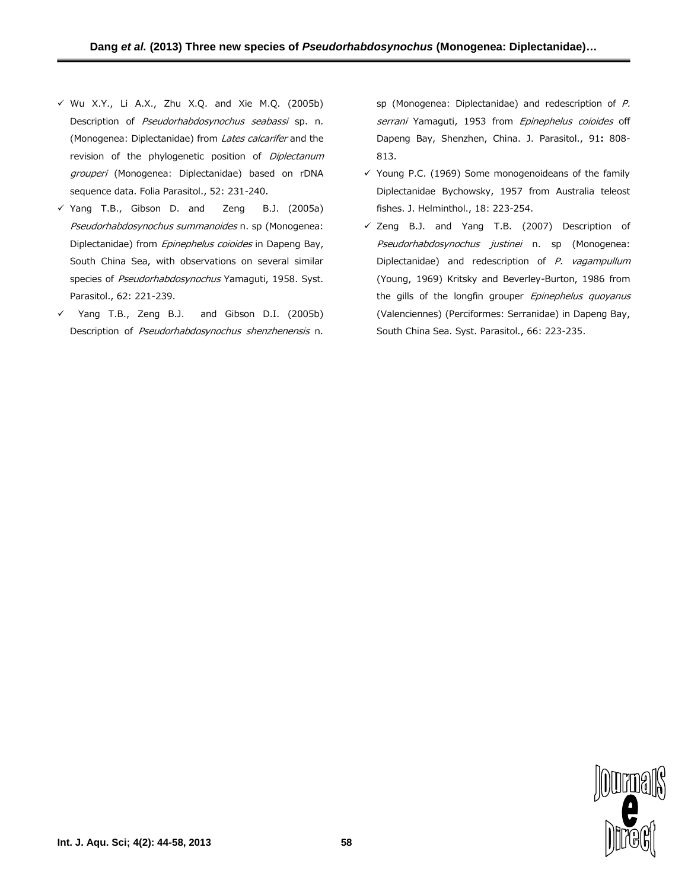- Wu X.Y., Li A.X., Zhu X.Q. and Xie M.Q. (2005b) Description of *Pseudorhabdosynochus seabassi* sp. n. (Monogenea: Diplectanidae) from *Lates calcarifer* and the revision of the phylogenetic position of *Diplectanum grouperi* (Monogenea: Diplectanidae) based on rDNA sequence data. Folia Parasitol., 52: 231-240.
- Yang T.B., Gibson D. and Zeng B.J. (2005a) *Pseudorhabdosynochus summanoides* n. sp (Monogenea: Diplectanidae) from *Epinephelus coioides* in Dapeng Bay, South China Sea, with observations on several similar species of *Pseudorhabdosynochus* Yamaguti, 1958. Syst. Parasitol., 62: 221-239.
- Yang T.B., Zeng B.J. and Gibson D.I. (2005b) Description of *Pseudorhabdosynochus shenzhenensis* n. sp (Monogenea: Diplectanidae) and redescription of *P. serrani* Yamaguti, 1953 from *Epinephelus coioides* off Dapeng Bay, Shenzhen, China. J. Parasitol., 91**:** 808-813.
- Young P.C. (1969) Some monogenoideans of the family Diplectanidae Bychowsky, 1957 from Australia teleost fishes. J. Helminthol., 18: 223-254.
- Zeng B.J. and Yang T.B. (2007) Description of *Pseudorhabdosynochus justinei* n. sp (Monogenea: Diplectanidae) and redescription of *P. vagampullum* (Young, 1969) Kritsky and Beverley-Burton, 1986 from the gills of the longfin grouper *Epinephelus quoyanus* (Valenciennes) (Perciformes: Serranidae) in Dapeng Bay, South China Sea. Syst. Parasitol., 66: 223-235.